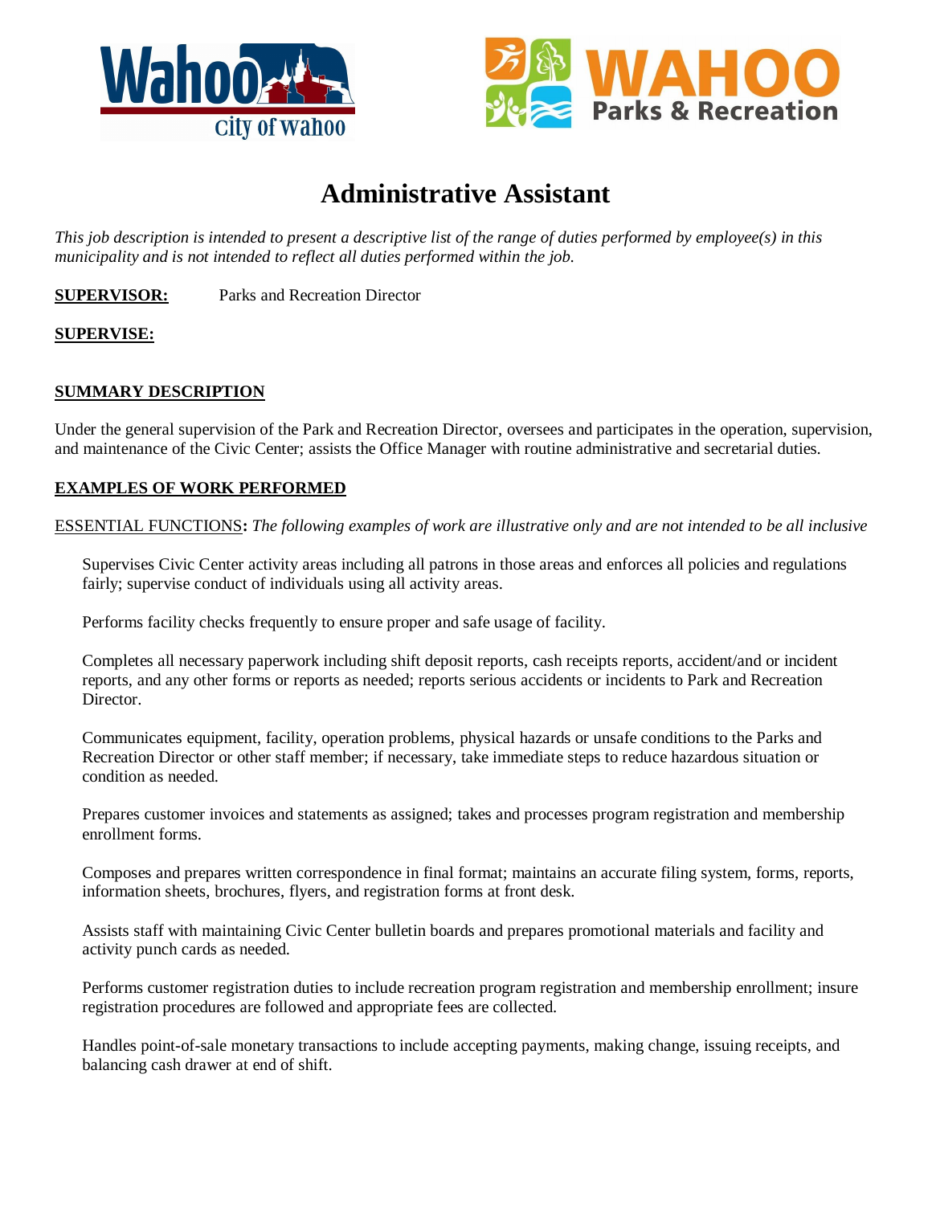# Administrative Assistant

*This job description is intended to present a descriptive list of the range of duties performed by employee(s) in this municipality and is not intended to reflect all duties performed within the job.*

**SUPERVISOR:** Parks and Recreation Director

**SUPERVISE:**

## SUMMARY DESCRIPTION

Under the general supervision of the Park and Recreation Director, oversees and participates in the operation, supervision, and maintenance of the Civic Center; assists the Office Manager with routine administrative and secretarial duties.

## EXAMPLES OF WORK PERFORMED

ESSENTIAL FUNCTIONS**:** *The following examples of work are illustrative only and are not intended to be all inclusive*

Supervises Civic Center activity areas including all patrons in those areas and enforces all policies and regulations fairly; supervise conduct of individuals using all activity areas.

Performs facility checks frequently to ensure proper and safe usage of facility.

Completes all necessary paperwork including shift deposit reports, cash receipts reports, accident/and or incident reports, and any other forms or reports as needed; reports serious accidents or incidents to Park and Recreation Director.

Communicates equipment, facility, operation problems, physical hazards or unsafe conditions to the Parks and Recreation Director or other staff member; if necessary, take immediate steps to reduce hazardous situation or condition as needed.

Prepares customer invoices and statements as assigned; takes and processes program registration and membership enrollment forms.

Composes and prepares written correspondence in final format; maintains an accurate filing system, forms, reports, information sheets, brochures, flyers, and registration forms at front desk.

Assists staff with maintaining Civic Center bulletin boards and prepares promotional materials and facility and activity punch cards as needed.

Performs customer registration duties to include recreation program registration and membership enrollment; insure registration procedures are followed and appropriate fees are collected.

Handles point-of-sale monetary transactions to include accepting payments, making change, issuing receipts, and balancing cash drawer at end of shift.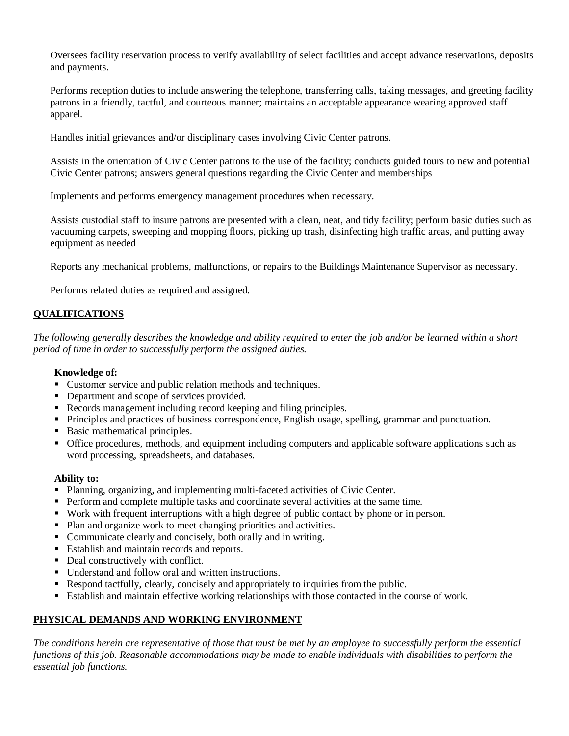Oversees facility reservation process to verify availability of select facilities and accept advance reservations, deposits and payments.

Performs reception duties to include answering the telephone, transferring calls, taking messages, and greeting facility patrons in a friendly, tactful, and courteous manner; maintains an acceptable appearance wearing approved staff apparel.

Handles initial grievances and/or disciplinary cases involving Civic Center patrons.

Assists in the orientation of Civic Center patrons to the use of the facility; conducts guided tours to new and potential Civic Center patrons; answers general questions regarding the Civic Center and memberships

Implements and performs emergency management procedures when necessary.

Assists custodial staff to insure patrons are presented with a clean, neat, and tidy facility; perform basic duties such as vacuuming carpets, sweeping and mopping floors, picking up trash, disinfecting high traffic areas, and putting away equipment as needed

Reports any mechanical problems, malfunctions, or repairs to the Buildings Maintenance Supervisor as necessary.

Performs related duties as required and assigned.

## QUALIFICATIONS

*The following generally describes the knowledge and ability required to enter the job and/or be learned within a short period of time in order to successfully perform the assigned duties.*

**Knowledge of:**

- Customer service and public relation methods and techniques.
- Department and scope of services provided.
- Records management including record keeping and filing principles.
- Principles and practices of business correspondence, English usage, spelling, grammar and punctuation.
- Basic mathematical principles.
- Office procedures, methods, and equipment including computers and applicable software applications such as word processing, spreadsheets, and databases.

**Ability to:**

- Planning, organizing, and implementing multi-faceted activities of Civic Center.
- Perform and complete multiple tasks and coordinate several activities at the same time.
- Work with frequent interruptions with a high degree of public contact by phone or in person.
- Plan and organize work to meet changing priorities and activities.
- Communicate clearly and concisely, both orally and in writing.
- Establish and maintain records and reports.
- Deal constructively with conflict.
- Understand and follow oral and written instructions.
- Respond tactfully, clearly, concisely and appropriately to inquiries from the public.
- Establish and maintain effective working relationships with those contacted in the course of work.

## PHYSICAL DEMANDS AND WORKING ENVIRONMENT

*The conditions herein are representative of those that must be met by an employee to successfully perform the essential functions of this job. Reasonable accommodations may be made to enable individuals with disabilities to perform the essential job functions.*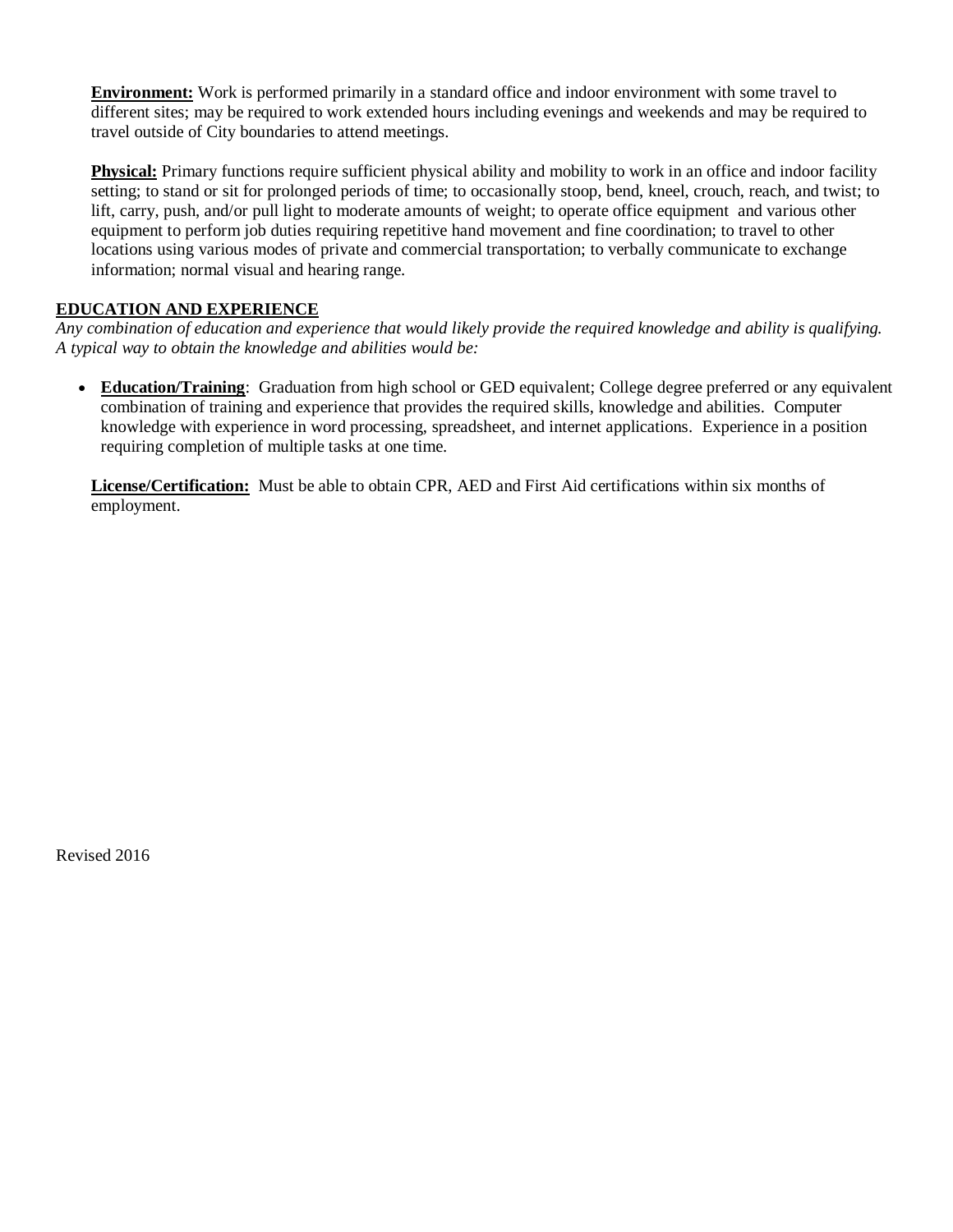**Environment:** Work is performed primarily in a standard office and indoor environment with some travel to different sites; may be required to work extended hours including evenings and weekends and may be required to travel outside of City boundaries to attend meetings.

**Physical:** Primary functions require sufficient physical ability and mobility to work in an office and indoor facility setting; to stand or sit for prolonged periods of time; to occasionally stoop, bend, kneel, crouch, reach, and twist; to lift, carry, push, and/or pull light to moderate amounts of weight; to operate office equipment and various other equipment to perform job duties requiring repetitive hand movement and fine coordination; to travel to other locations using various modes of private and commercial transportation; to verbally communicate to exchange information; normal visual and hearing range.

## EDUCATION AND EXPERIENCE

*Any combination of education and experience that would likely provide the required knowledge and ability is qualifying. A typical way to obtain the knowledge and abilities would be:*

- **Education/Training**: Graduation from high school or GED equivalent; College degree preferred or any equivalent combination of training and experience that provides the required skills, knowledge and abilities. Computer knowledge with experience in word processing, spreadsheet, and internet applications. Experience in a position requiring completion of multiple tasks at one time.

**License/Certification:** Must be able to obtain CPR, AED and First Aid certifications within six months of employment.

Revised 2016